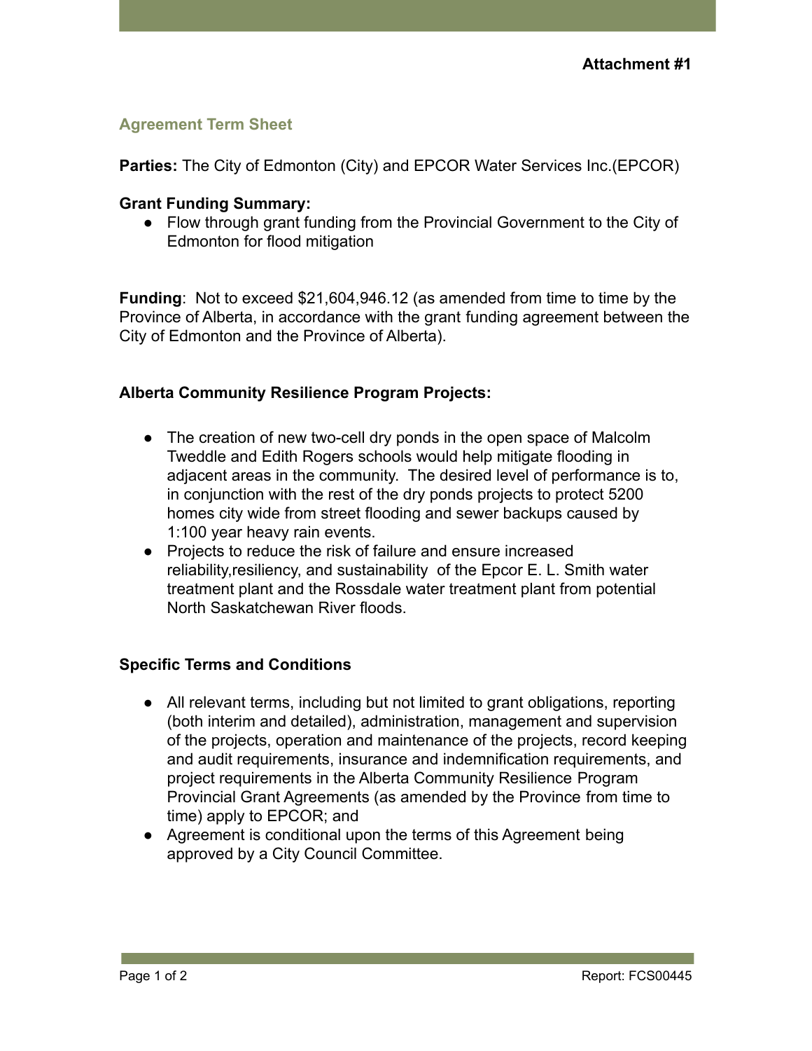**Attachment #1**

## Agreement Term Sheet

**Parties:** The City of Edmonton (City) and EPCOR Water Services Inc.(EPCOR)

**Grant Funding Summary:**

- Flow through grant funding from the Provincial Government to the City of Edmonton for flood mitigation

**Funding**: Not to exceed $21,604,946.12 (as amended from time to time by the Province of Alberta, in accordance with the grant funding agreement between the City of Edmonton and the Province of Alberta).

**Alberta Community Resilience Program Projects:**

- The creation of new two-cell dry ponds in the open space of Malcolm Tweddle and Edith Rogers schools would help mitigate flooding in adjacent areas in the community. The desired level of performance is to, in conjunction with the rest of the dry ponds projects to protect 5200 homes city wide from street flooding and sewer backups caused by 1:100 year heavy rain events.
- Projects to reduce the risk of failure and ensure increased reliability,resiliency, and sustainability of the Epcor E. L. Smith water treatment plant and the Rossdale water treatment plant from potential North Saskatchewan River floods.

**Specific Terms and Conditions**

- All relevant terms, including but not limited to grant obligations, reporting (both interim and detailed), administration, management and supervision of the projects, operation and maintenance of the projects, record keeping and audit requirements, insurance and indemnification requirements, and project requirements in the Alberta Community Resilience Program Provincial Grant Agreements (as amended by the Province from time to time) apply to EPCOR; and
- Agreement is conditional upon the terms of this Agreement being approved by a City Council Committee.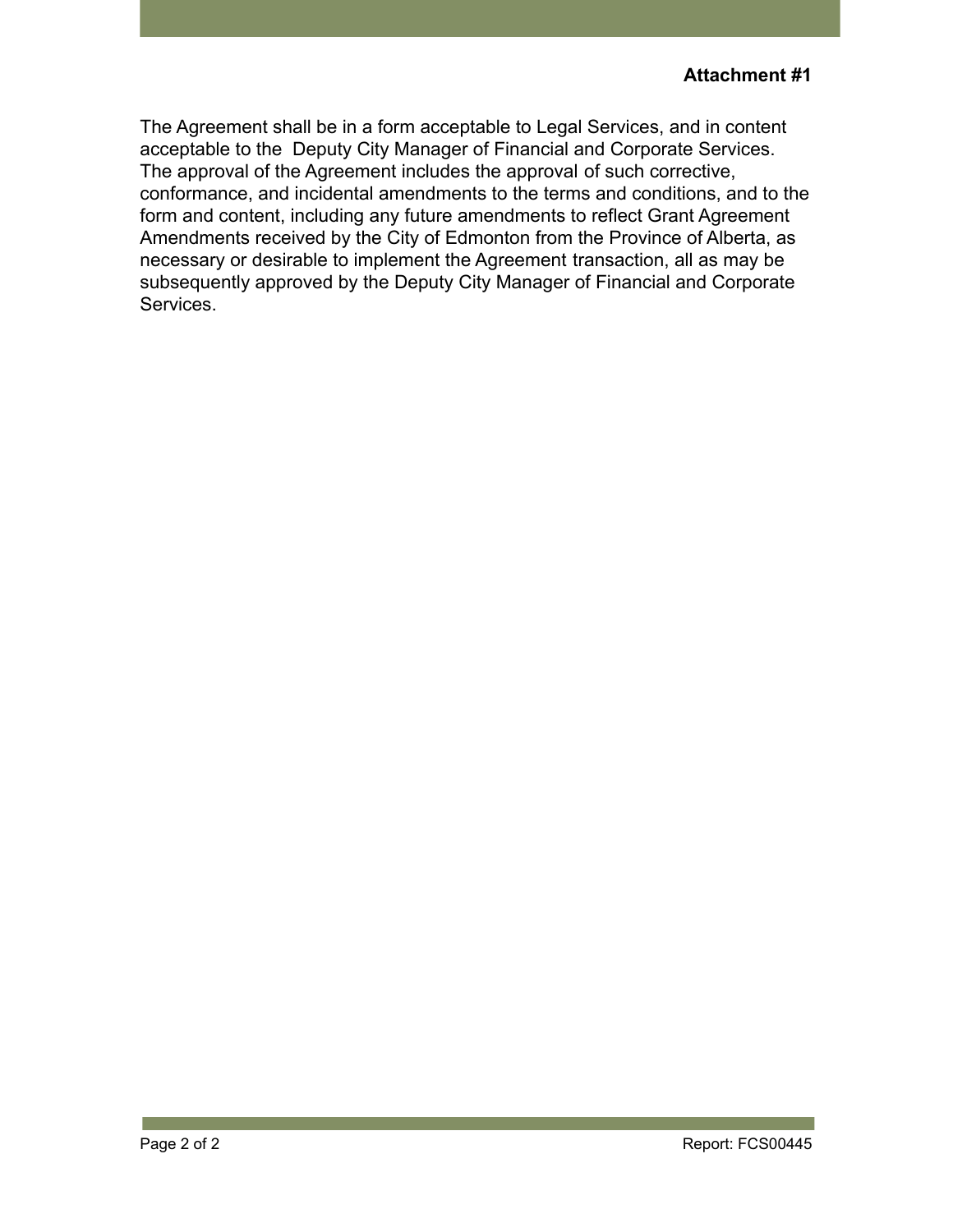**Attachment #1**

The Agreement shall be in a form acceptable to Legal Services, and in content acceptable to the Deputy City Manager of Financial and Corporate Services. The approval of the Agreement includes the approval of such corrective, conformance, and incidental amendments to the terms and conditions, and to the form and content, including any future amendments to reflect Grant Agreement Amendments received by the City of Edmonton from the Province of Alberta, as necessary or desirable to implement the Agreement transaction, all as may be subsequently approved by the Deputy City Manager of Financial and Corporate Services.